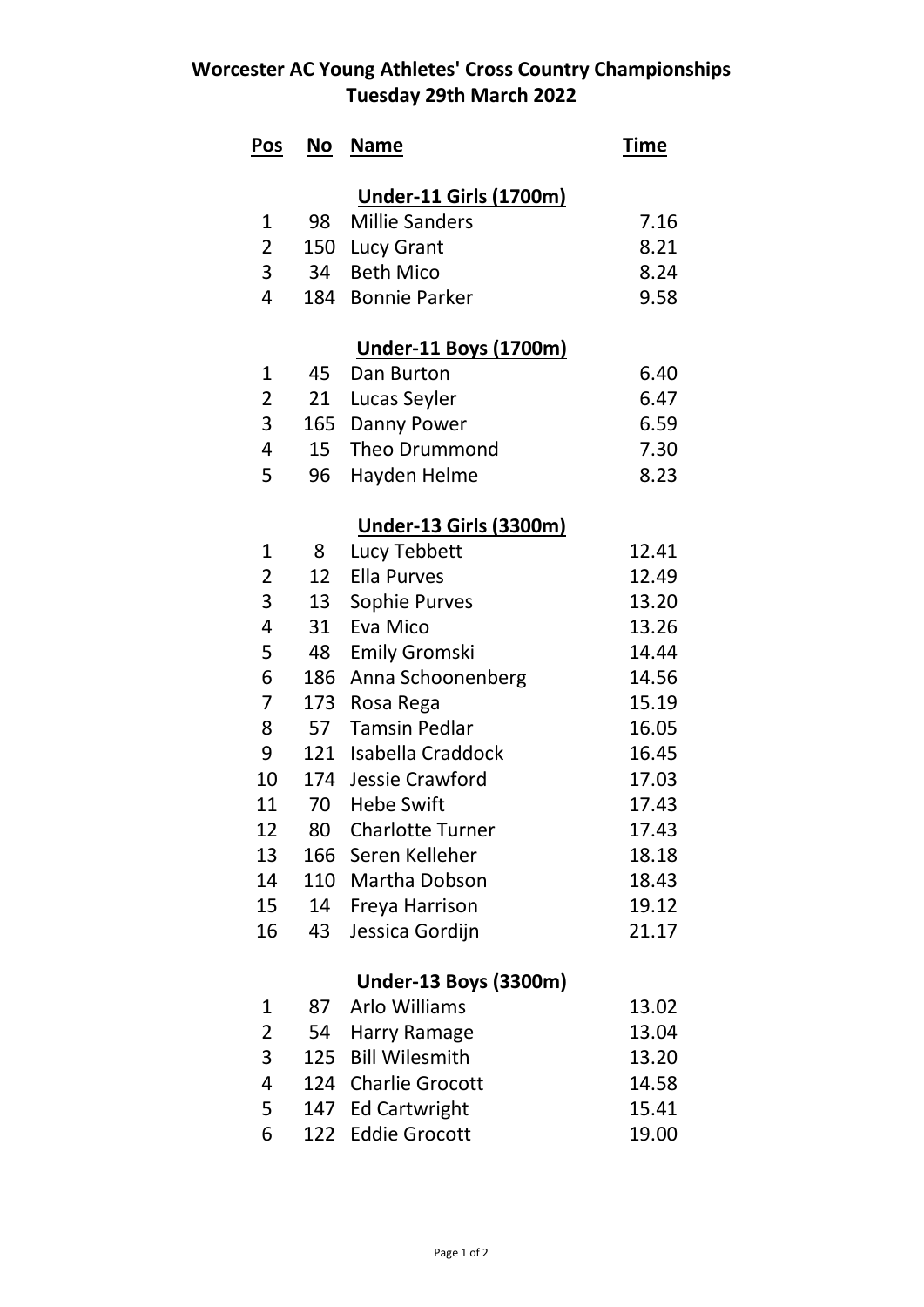# Worcester AC Young Athletes' Cross Country Championships
## Tuesday 29th March 2022

| Pos | No | Name | Time |
|---|---|---|---|
| | | **Under-11 Girls (1700m)** | |
| 1 | 98 | Millie Sanders | 7.16 |
| 2 | 150 | Lucy Grant | 8.21 |
| 3 | 34 | Beth Mico | 8.24 |
| 4 | 184 | Bonnie Parker | 9.58 |
| | | **Under-11 Boys (1700m)** | |
| 1 | 45 | Dan Burton | 6.40 |
| 2 | 21 | Lucas Seyler | 6.47 |
| 3 | 165 | Danny Power | 6.59 |
| 4 | 15 | Theo Drummond | 7.30 |
| 5 | 96 | Hayden Helme | 8.23 |
| | | **Under-13 Girls (3300m)** | |
| 1 | 8 | Lucy Tebbett | 12.41 |
| 2 | 12 | Ella Purves | 12.49 |
| 3 | 13 | Sophie Purves | 13.20 |
| 4 | 31 | Eva Mico | 13.26 |
| 5 | 48 | Emily Gromski | 14.44 |
| 6 | 186 | Anna Schoonenberg | 14.56 |
| 7 | 173 | Rosa Rega | 15.19 |
| 8 | 57 | Tamsin Pedlar | 16.05 |
| 9 | 121 | Isabella Craddock | 16.45 |
| 10 | 174 | Jessie Crawford | 17.03 |
| 11 | 70 | Hebe Swift | 17.43 |
| 12 | 80 | Charlotte Turner | 17.43 |
| 13 | 166 | Seren Kelleher | 18.18 |
| 14 | 110 | Martha Dobson | 18.43 |
| 15 | 14 | Freya Harrison | 19.12 |
| 16 | 43 | Jessica Gordijn | 21.17 |
| | | **Under-13 Boys (3300m)** | |
| 1 | 87 | Arlo Williams | 13.02 |
| 2 | 54 | Harry Ramage | 13.04 |
| 3 | 125 | Bill Wilesmith | 13.20 |
| 4 | 124 | Charlie Grocott | 14.58 |
| 5 | 147 | Ed Cartwright | 15.41 |
| 6 | 122 | Eddie Grocott | 19.00 |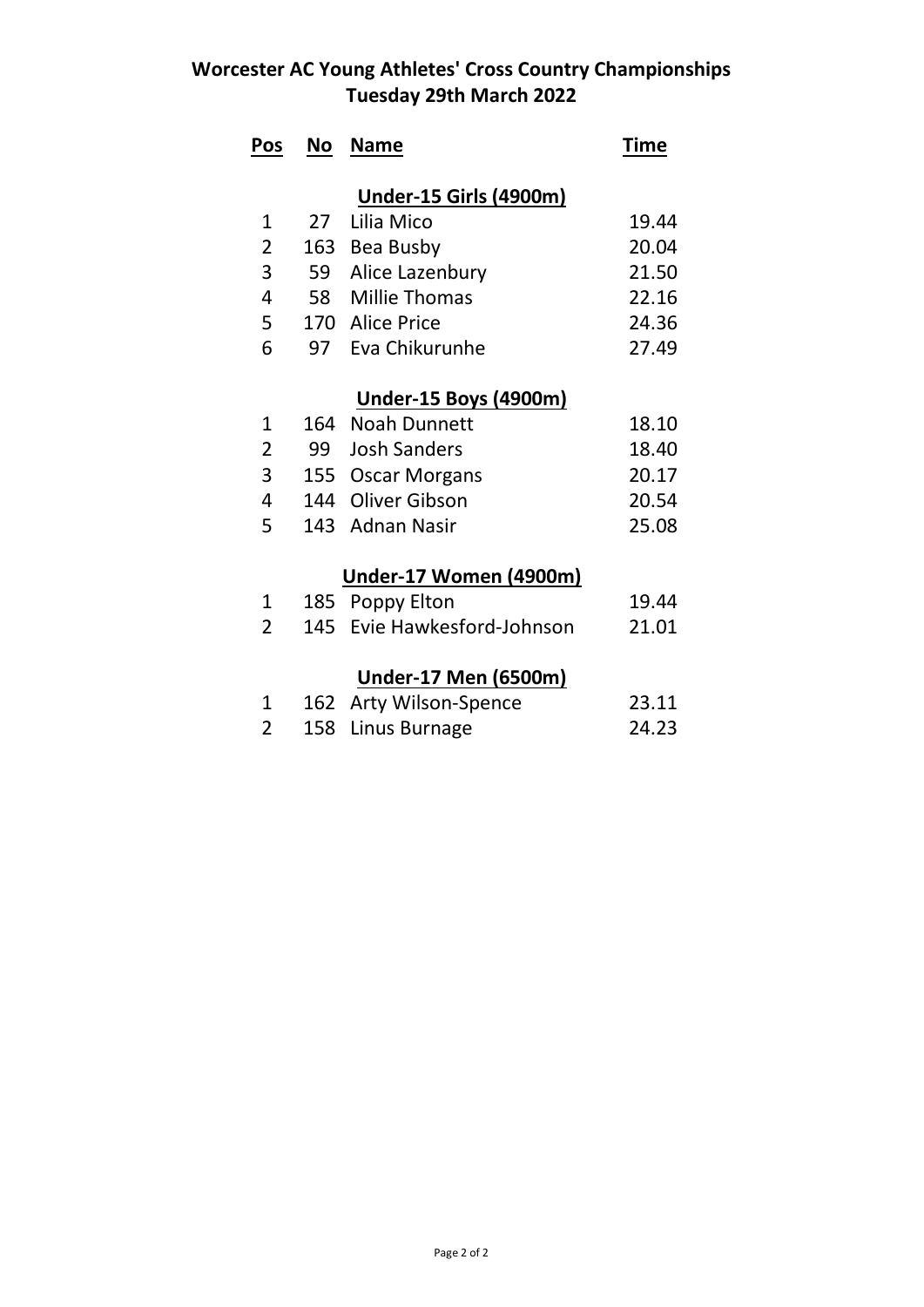## Worcester AC Young Athletes' Cross Country Championships
## Tuesday 29th March 2022

| Pos | No | Name | Time |
|---|---|---|---|
| | | **Under-15 Girls (4900m)** | |
| 1 | 27 | Lilia Mico | 19.44 |
| 2 | 163 | Bea Busby | 20.04 |
| 3 | 59 | Alice Lazenbury | 21.50 |
| 4 | 58 | Millie Thomas | 22.16 |
| 5 | 170 | Alice Price | 24.36 |
| 6 | 97 | Eva Chikurunhe | 27.49 |
| | | **Under-15 Boys (4900m)** | |
| 1 | 164 | Noah Dunnett | 18.10 |
| 2 | 99 | Josh Sanders | 18.40 |
| 3 | 155 | Oscar Morgans | 20.17 |
| 4 | 144 | Oliver Gibson | 20.54 |
| 5 | 143 | Adnan Nasir | 25.08 |
| | | **Under-17 Women (4900m)** | |
| 1 | 185 | Poppy Elton | 19.44 |
| 2 | 145 | Evie Hawkesford-Johnson | 21.01 |
| | | **Under-17 Men (6500m)** | |
| 1 | 162 | Arty Wilson-Spence | 23.11 |
| 2 | 158 | Linus Burnage | 24.23 |